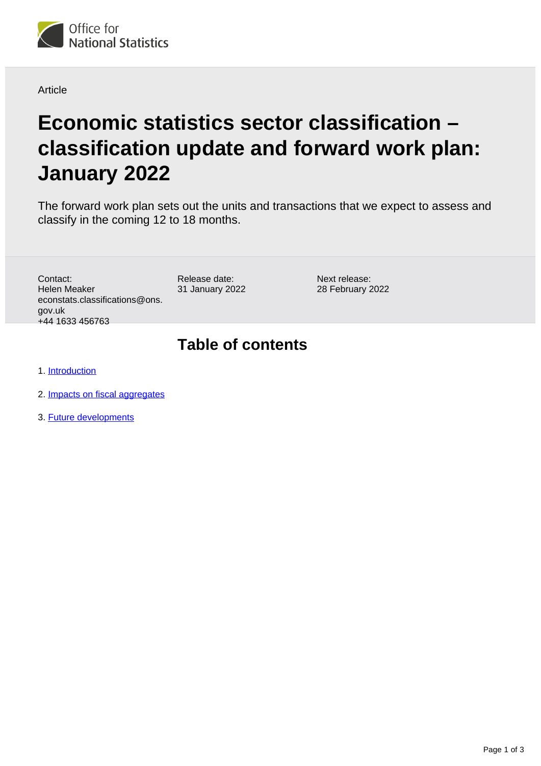Article

# Economic statistics sector classification – classification update and forward work plan: January 2022

The forward work plan sets out the units and transactions that we expect to assess and classify in the coming 12 to 18 months.

Contact:
Helen Meaker
econstats.classifications@ons.gov.uk
+44 1633 456763

Release date:
31 January 2022

Next release:
28 February 2022

## Table of contents

1. Introduction
2. Impacts on fiscal aggregates
3. Future developments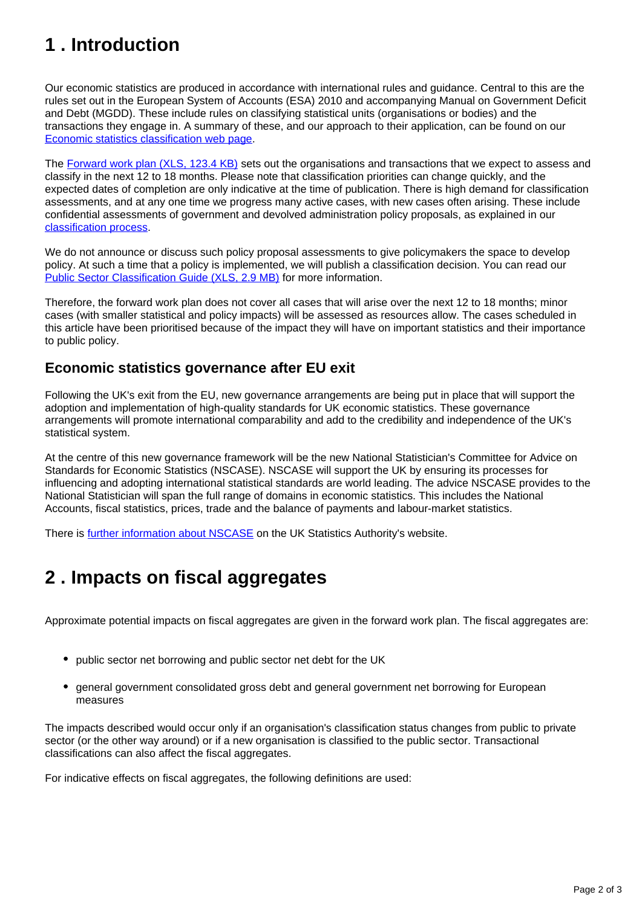## 1 . Introduction

Our economic statistics are produced in accordance with international rules and guidance. Central to this are the rules set out in the European System of Accounts (ESA) 2010 and accompanying Manual on Government Deficit and Debt (MGDD). These include rules on classifying statistical units (organisations or bodies) and the transactions they engage in. A summary of these, and our approach to their application, can be found on our Economic statistics classification web page.

The Forward work plan (XLS, 123.4 KB) sets out the organisations and transactions that we expect to assess and classify in the next 12 to 18 months. Please note that classification priorities can change quickly, and the expected dates of completion are only indicative at the time of publication. There is high demand for classification assessments, and at any one time we progress many active cases, with new cases often arising. These include confidential assessments of government and devolved administration policy proposals, as explained in our classification process.

We do not announce or discuss such policy proposal assessments to give policymakers the space to develop policy. At such a time that a policy is implemented, we will publish a classification decision. You can read our Public Sector Classification Guide (XLS, 2.9 MB) for more information.

Therefore, the forward work plan does not cover all cases that will arise over the next 12 to 18 months; minor cases (with smaller statistical and policy impacts) will be assessed as resources allow. The cases scheduled in this article have been prioritised because of the impact they will have on important statistics and their importance to public policy.

### Economic statistics governance after EU exit

Following the UK's exit from the EU, new governance arrangements are being put in place that will support the adoption and implementation of high-quality standards for UK economic statistics. These governance arrangements will promote international comparability and add to the credibility and independence of the UK's statistical system.

At the centre of this new governance framework will be the new National Statistician's Committee for Advice on Standards for Economic Statistics (NSCASE). NSCASE will support the UK by ensuring its processes for influencing and adopting international statistical standards are world leading. The advice NSCASE provides to the National Statistician will span the full range of domains in economic statistics. This includes the National Accounts, fiscal statistics, prices, trade and the balance of payments and labour-market statistics.

There is further information about NSCASE on the UK Statistics Authority's website.

## 2 . Impacts on fiscal aggregates

Approximate potential impacts on fiscal aggregates are given in the forward work plan. The fiscal aggregates are:

- public sector net borrowing and public sector net debt for the UK
- general government consolidated gross debt and general government net borrowing for European measures

The impacts described would occur only if an organisation's classification status changes from public to private sector (or the other way around) or if a new organisation is classified to the public sector. Transactional classifications can also affect the fiscal aggregates.

For indicative effects on fiscal aggregates, the following definitions are used: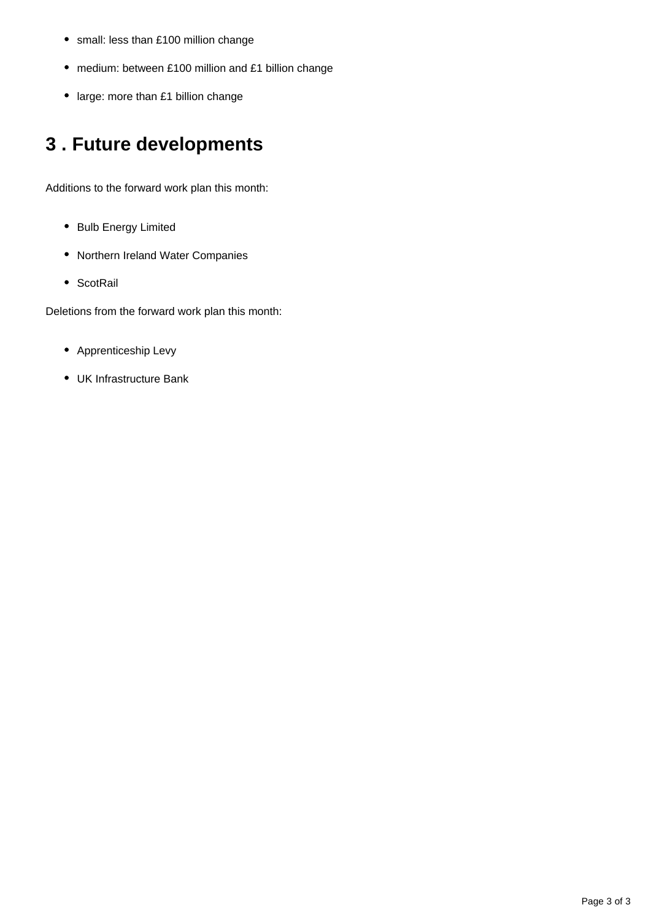- small: less than £100 million change
- medium: between £100 million and £1 billion change
- large: more than £1 billion change

## 3 . Future developments

Additions to the forward work plan this month:

- Bulb Energy Limited
- Northern Ireland Water Companies
- ScotRail

Deletions from the forward work plan this month:

- Apprenticeship Levy
- UK Infrastructure Bank